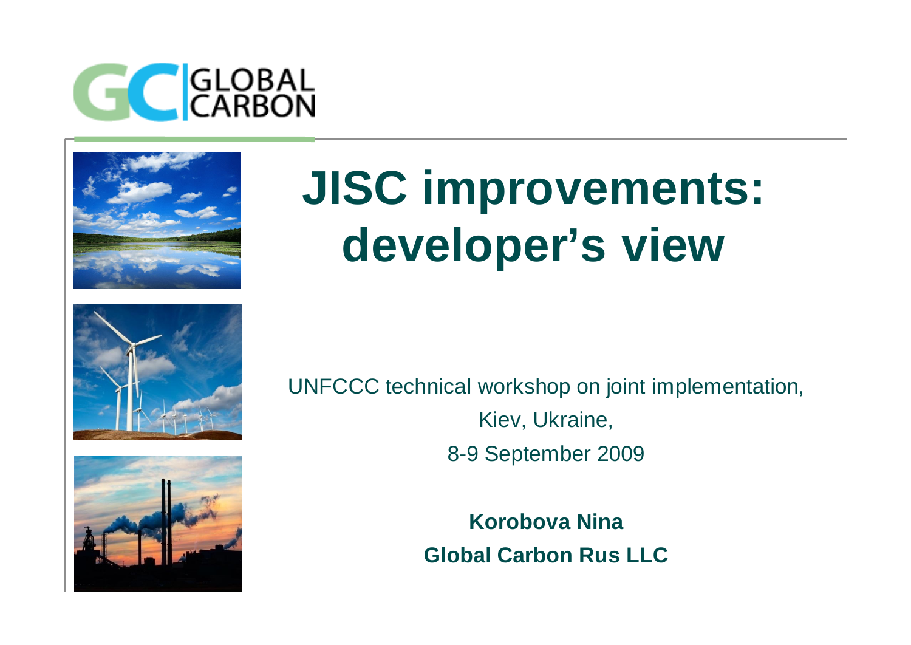GLOBAL CARBON

# JISC improvements: developer's view

UNFCCC technical workshop on joint implementation,

Kiev, Ukraine,

8-9 September 2009

**Korobova Nina**

**Global Carbon Rus LLC**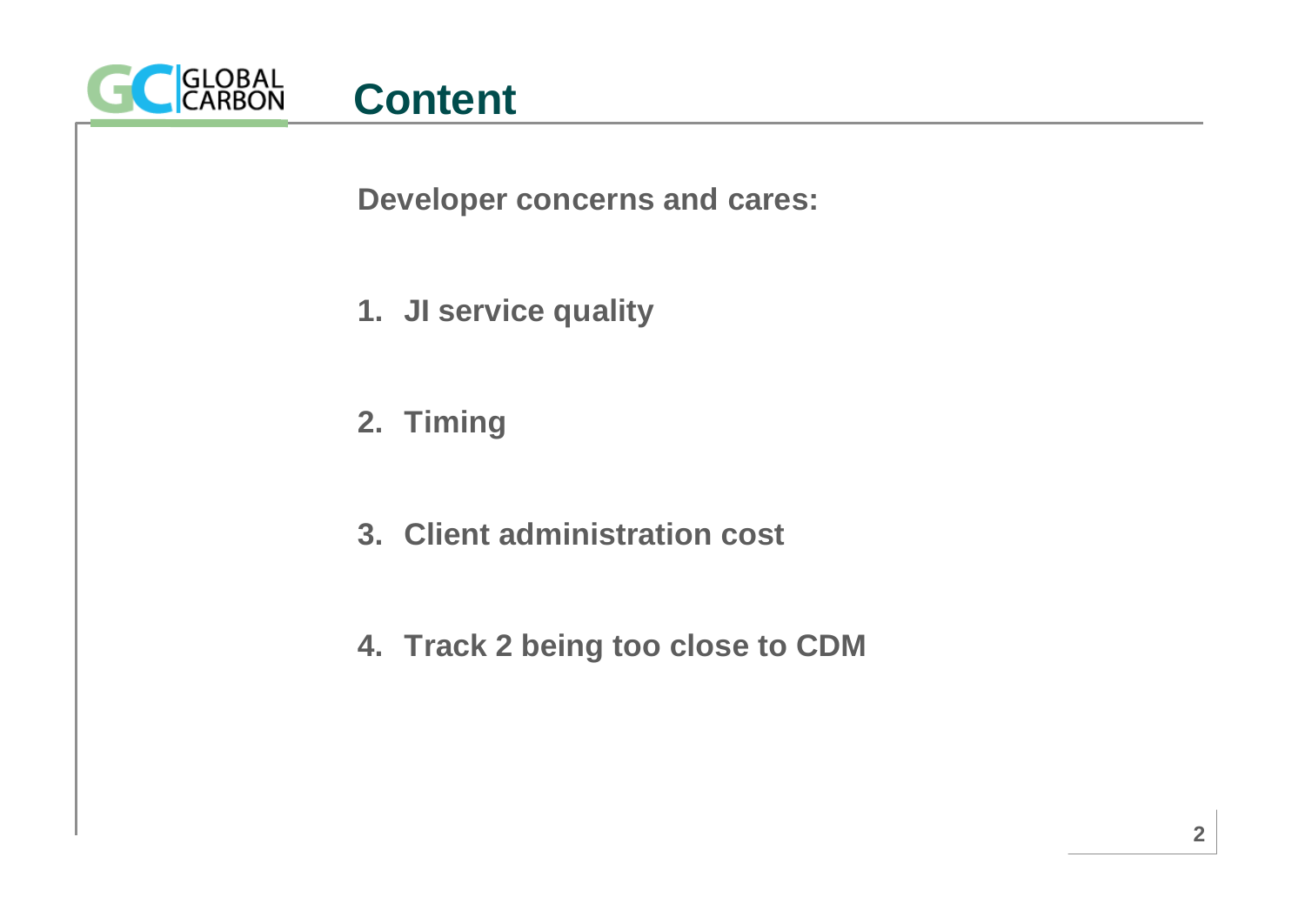# Content

**Developer concerns and cares:**

1. **JI service quality**
2. **Timing**
3. **Client administration cost**
4. **Track 2 being too close to CDM**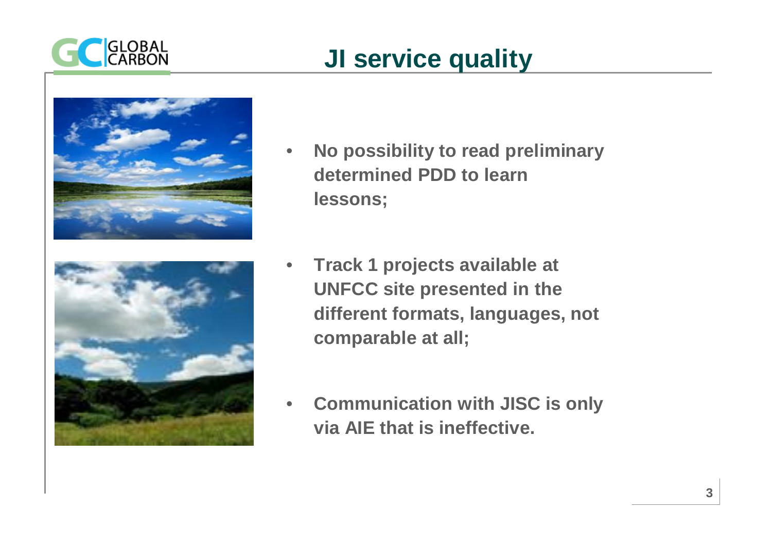# JI service quality

- **No possibility to read preliminary determined PDD to learn lessons;**
- **Track 1 projects available at UNFCC site presented in the different formats, languages, not comparable at all;**
- **Communication with JISC is only via AIE that is ineffective.**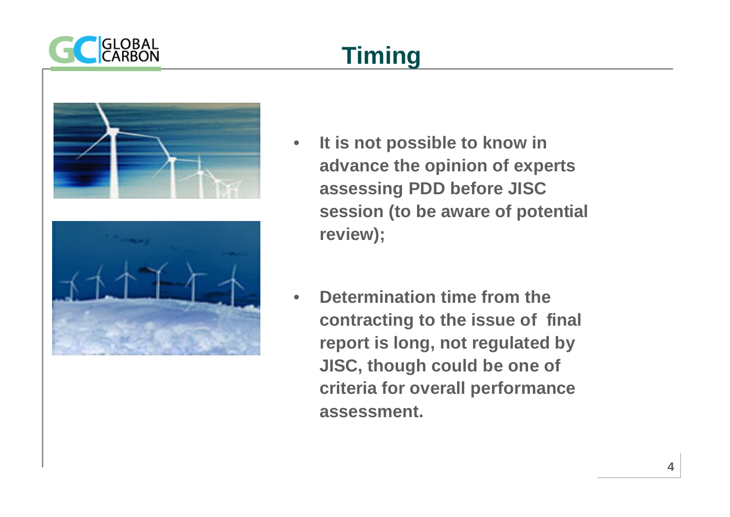# Timing

- It is not possible to know in advance the opinion of experts assessing PDD before JISC session (to be aware of potential review);

- Determination time from the contracting to the issue of final report is long, not regulated by JISC, though could be one of criteria for overall performance assessment.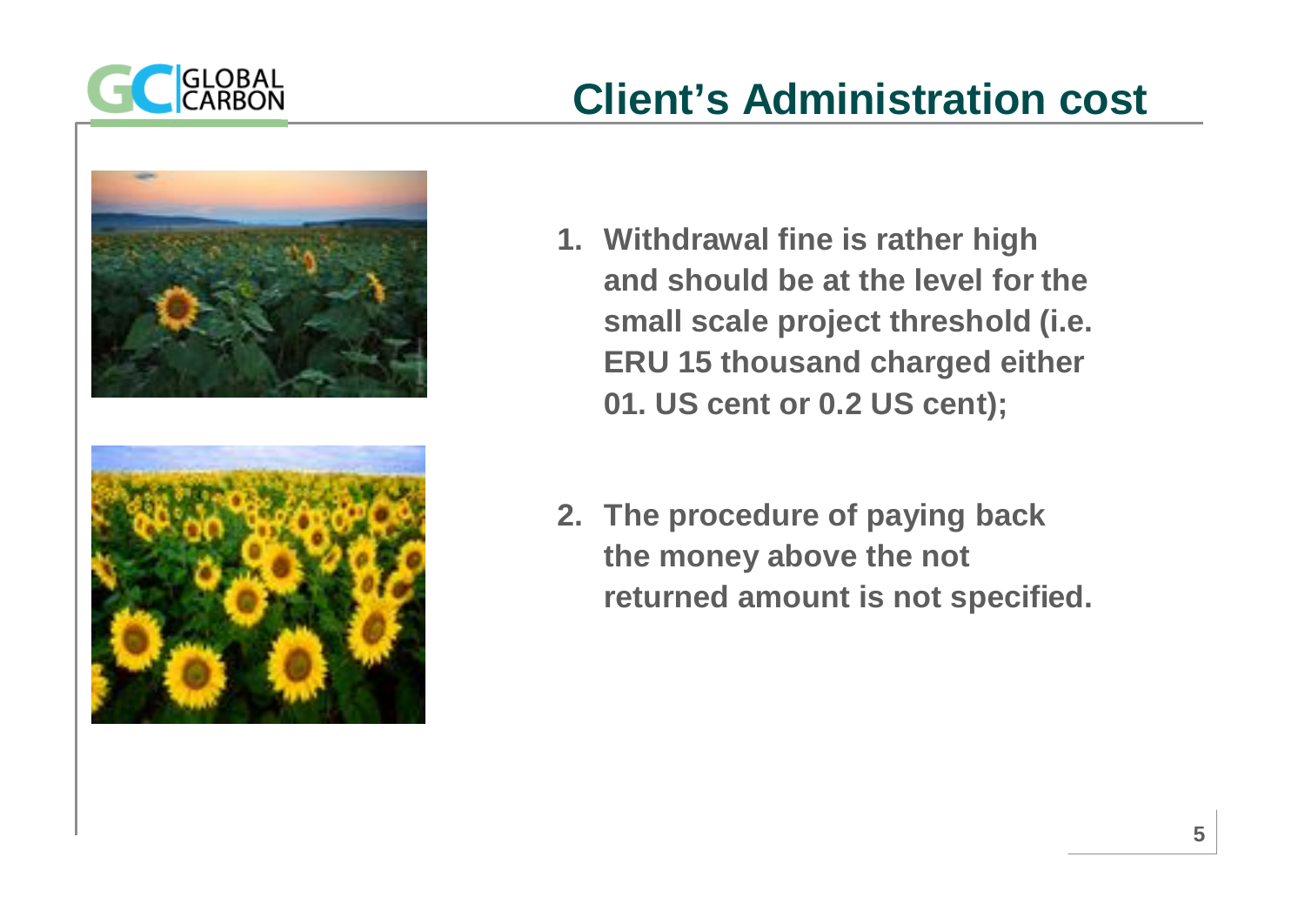# Client's Administration cost

1. Withdrawal fine is rather high and should be at the level for the small scale project threshold (i.e. ERU 15 thousand charged either 01. US cent or 0.2 US cent);

2. The procedure of paying back the money above the not returned amount is not specified.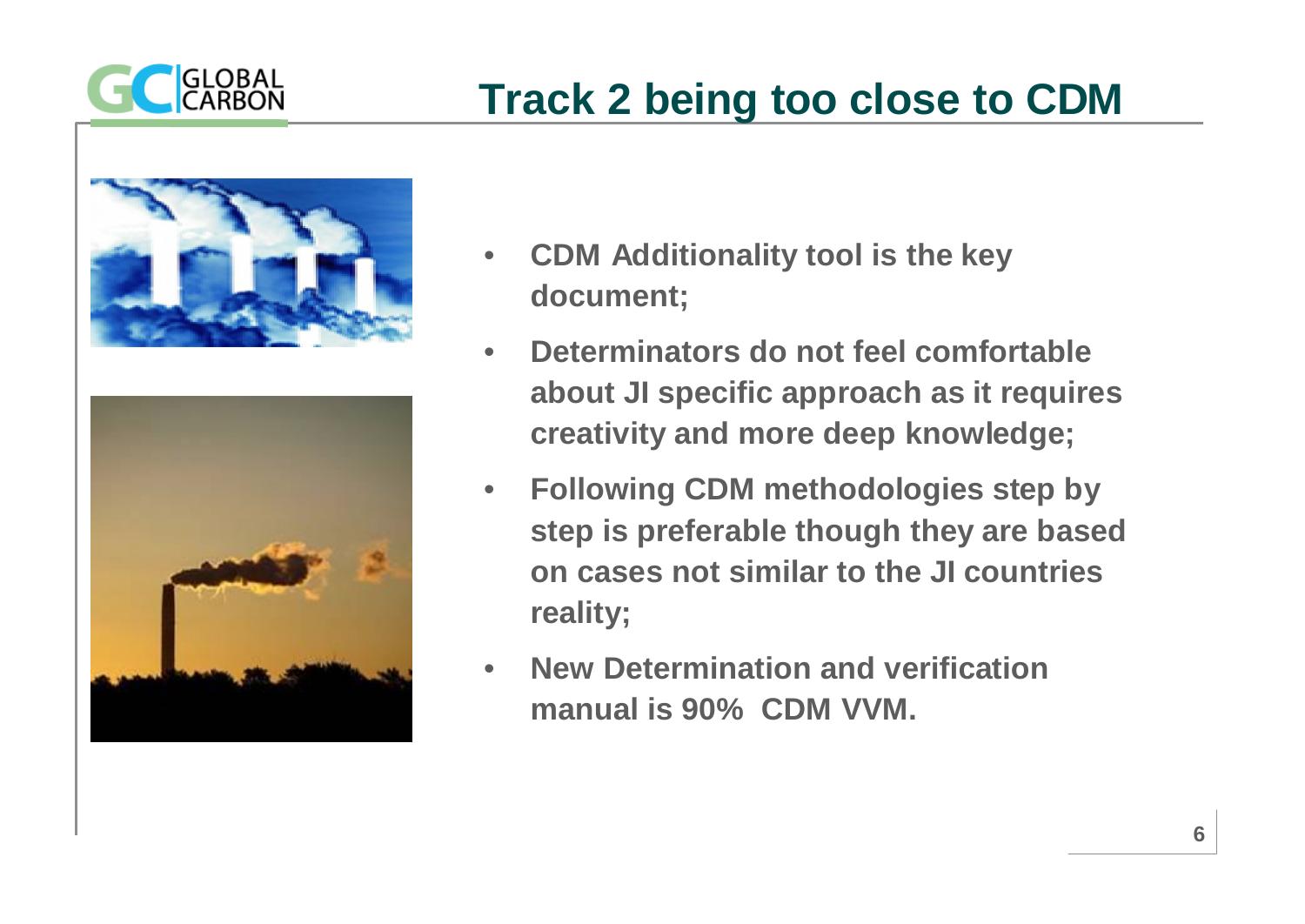# Track 2 being too close to CDM

- **CDM Additionality tool is the key document;**
- **Determinators do not feel comfortable about JI specific approach as it requires creativity and more deep knowledge;**
- **Following CDM methodologies step by step is preferable though they are based on cases not similar to the JI countries reality;**
- **New Determination and verification manual is 90% CDM VVM.**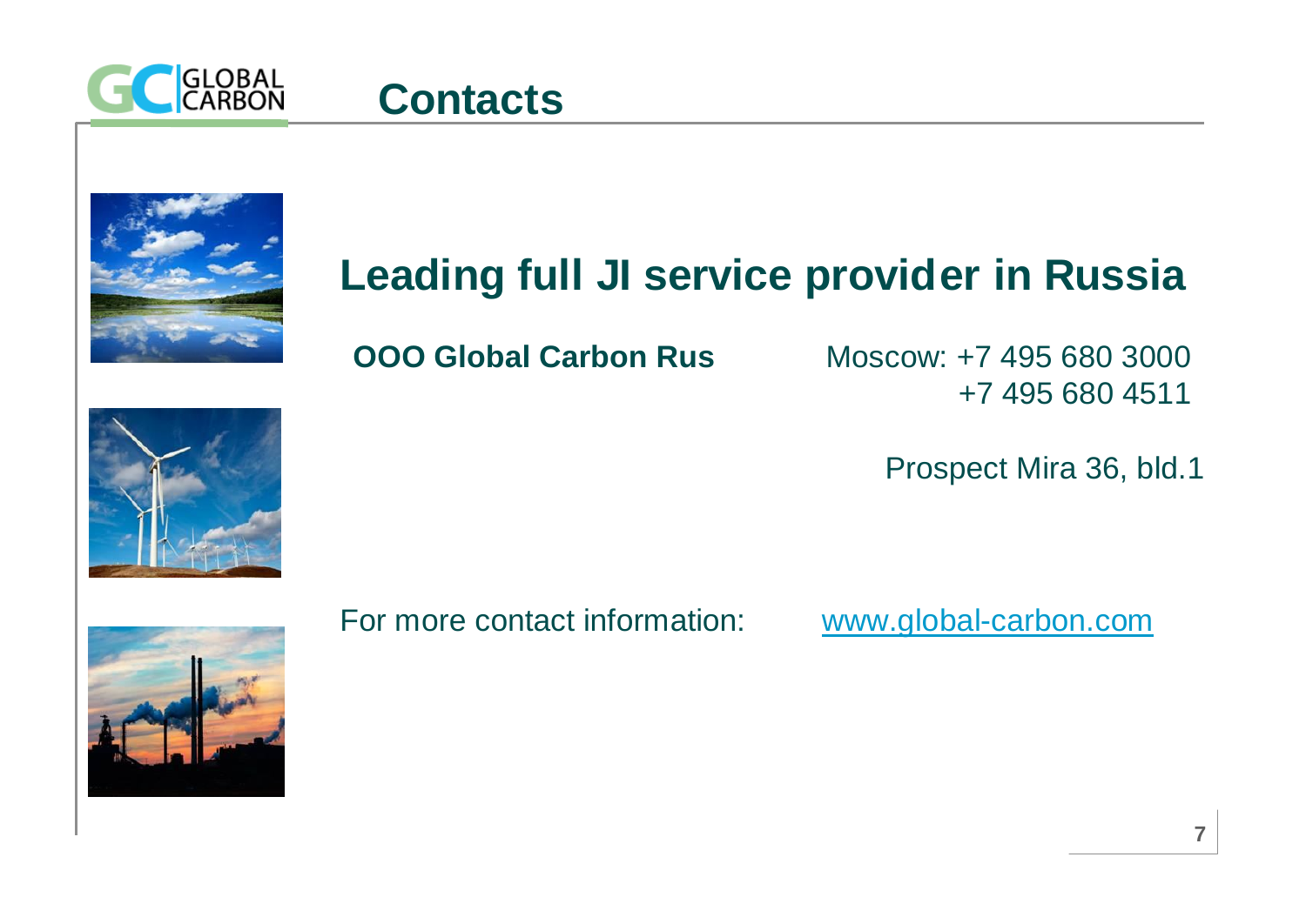# Contacts

## Leading full JI service provider in Russia

**OOO Global Carbon Rus**

Moscow: +7 495 680 3000
+7 495 680 4511

Prospect Mira 36, bld.1

For more contact information: www.global-carbon.com